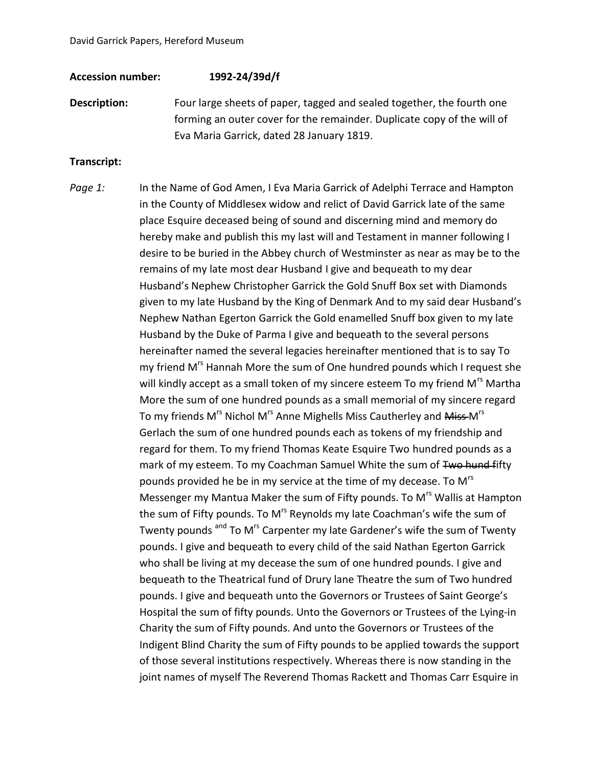**Accession number:** 1992-24/39d/f

**Description:** Four large sheets of paper, tagged and sealed together, the fourth one forming an outer cover for the remainder. Duplicate copy of the will of Eva Maria Garrick, dated 28 January 1819.

**Transcript:**

*Page 1:* In the Name of God Amen, I Eva Maria Garrick of Adelphi Terrace and Hampton in the County of Middlesex widow and relict of David Garrick late of the same place Esquire deceased being of sound and discerning mind and memory do hereby make and publish this my last will and Testament in manner following I desire to be buried in the Abbey church of Westminster as near as may be to the remains of my late most dear Husband I give and bequeath to my dear Husband's Nephew Christopher Garrick the Gold Snuff Box set with Diamonds given to my late Husband by the King of Denmark And to my said dear Husband's Nephew Nathan Egerton Garrick the Gold enamelled Snuff box given to my late Husband by the Duke of Parma I give and bequeath to the several persons hereinafter named the several legacies hereinafter mentioned that is to say To my friend M[rs] Hannah More the sum of One hundred pounds which I request she will kindly accept as a small token of my sincere esteem To my friend M[rs] Martha More the sum of one hundred pounds as a small memorial of my sincere regard To my friends M[rs] Nichol M[rs] Anne Mighells Miss Cautherley and ~~Miss~~ M[rs] Gerlach the sum of one hundred pounds each as tokens of my friendship and regard for them. To my friend Thomas Keate Esquire Two hundred pounds as a mark of my esteem. To my Coachman Samuel White the sum of ~~Two hund f~~ifty pounds provided he be in my service at the time of my decease. To M[rs] Messenger my Mantua Maker the sum of Fifty pounds. To M[rs] Wallis at Hampton the sum of Fifty pounds. To M[rs] Reynolds my late Coachman's wife the sum of Twenty pounds [and] To M[rs] Carpenter my late Gardener's wife the sum of Twenty pounds. I give and bequeath to every child of the said Nathan Egerton Garrick who shall be living at my decease the sum of one hundred pounds. I give and bequeath to the Theatrical fund of Drury lane Theatre the sum of Two hundred pounds. I give and bequeath unto the Governors or Trustees of Saint George's Hospital the sum of fifty pounds. Unto the Governors or Trustees of the Lying-in Charity the sum of Fifty pounds. And unto the Governors or Trustees of the Indigent Blind Charity the sum of Fifty pounds to be applied towards the support of those several institutions respectively. Whereas there is now standing in the joint names of myself The Reverend Thomas Rackett and Thomas Carr Esquire in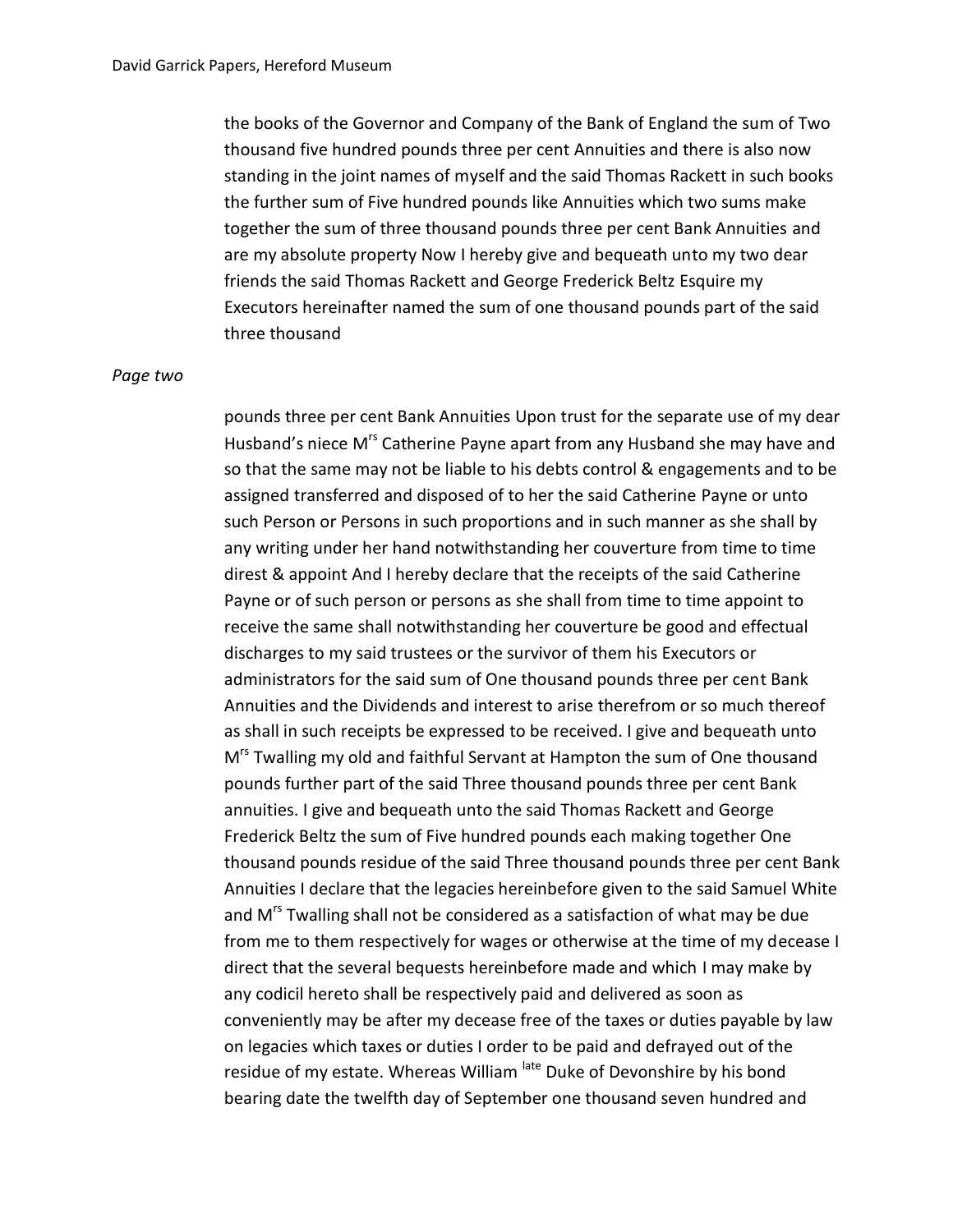the books of the Governor and Company of the Bank of England the sum of Two thousand five hundred pounds three per cent Annuities and there is also now standing in the joint names of myself and the said Thomas Rackett in such books the further sum of Five hundred pounds like Annuities which two sums make together the sum of three thousand pounds three per cent Bank Annuities and are my absolute property Now I hereby give and bequeath unto my two dear friends the said Thomas Rackett and George Frederick Beltz Esquire my Executors hereinafter named the sum of one thousand pounds part of the said three thousand

*Page two*

pounds three per cent Bank Annuities Upon trust for the separate use of my dear Husband's niece M[rs] Catherine Payne apart from any Husband she may have and so that the same may not be liable to his debts control & engagements and to be assigned transferred and disposed of to her the said Catherine Payne or unto such Person or Persons in such proportions and in such manner as she shall by any writing under her hand notwithstanding her couverture from time to time direst & appoint And I hereby declare that the receipts of the said Catherine Payne or of such person or persons as she shall from time to time appoint to receive the same shall notwithstanding her couverture be good and effectual discharges to my said trustees or the survivor of them his Executors or administrators for the said sum of One thousand pounds three per cent Bank Annuities and the Dividends and interest to arise therefrom or so much thereof as shall in such receipts be expressed to be received. I give and bequeath unto M[rs] Twalling my old and faithful Servant at Hampton the sum of One thousand pounds further part of the said Three thousand pounds three per cent Bank annuities. I give and bequeath unto the said Thomas Rackett and George Frederick Beltz the sum of Five hundred pounds each making together One thousand pounds residue of the said Three thousand pounds three per cent Bank Annuities I declare that the legacies hereinbefore given to the said Samuel White and M[rs] Twalling shall not be considered as a satisfaction of what may be due from me to them respectively for wages or otherwise at the time of my decease I direct that the several bequests hereinbefore made and which I may make by any codicil hereto shall be respectively paid and delivered as soon as conveniently may be after my decease free of the taxes or duties payable by law on legacies which taxes or duties I order to be paid and defrayed out of the residue of my estate. Whereas William [late] Duke of Devonshire by his bond bearing date the twelfth day of September one thousand seven hundred and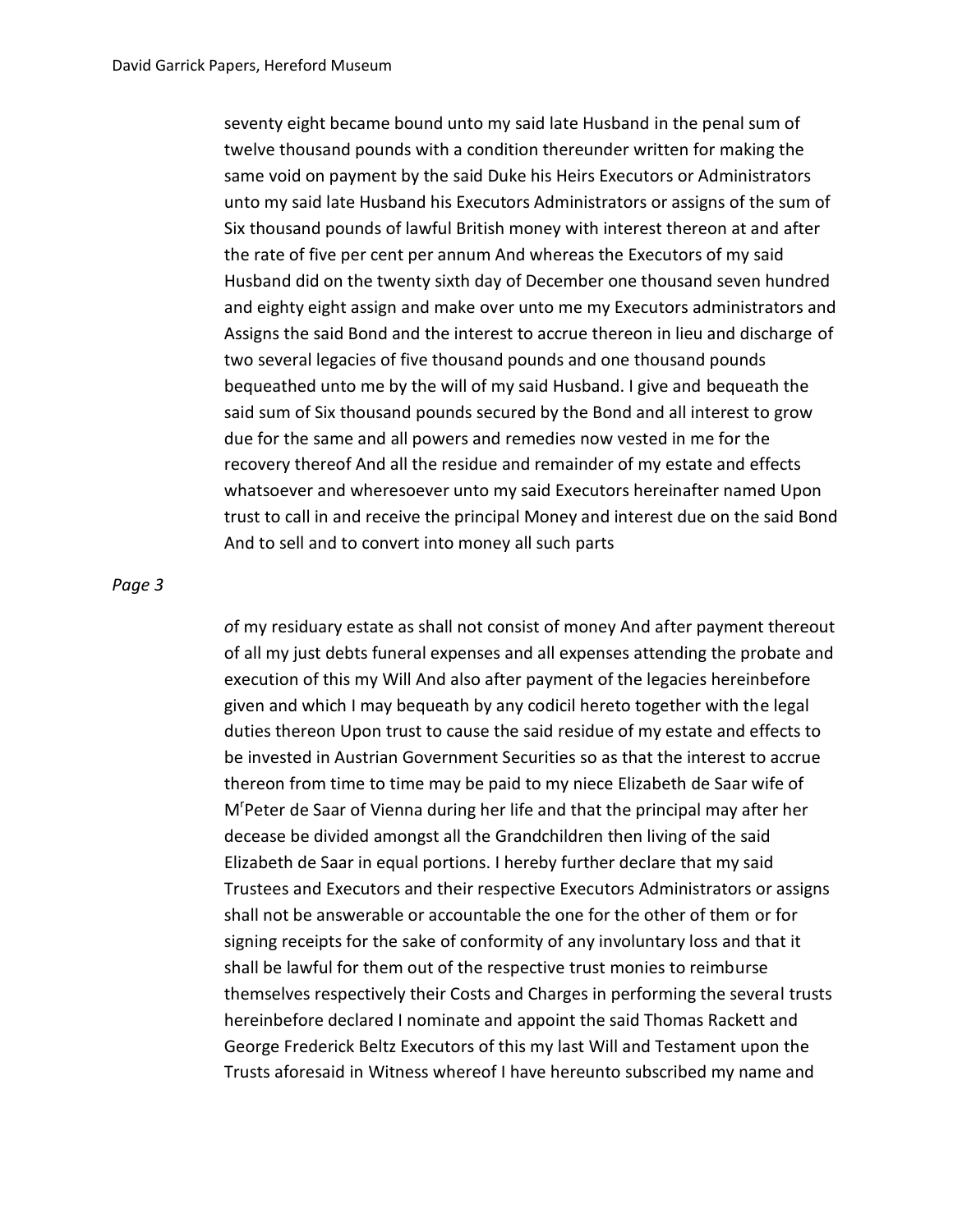seventy eight became bound unto my said late Husband in the penal sum of twelve thousand pounds with a condition thereunder written for making the same void on payment by the said Duke his Heirs Executors or Administrators unto my said late Husband his Executors Administrators or assigns of the sum of Six thousand pounds of lawful British money with interest thereon at and after the rate of five per cent per annum And whereas the Executors of my said Husband did on the twenty sixth day of December one thousand seven hundred and eighty eight assign and make over unto me my Executors administrators and Assigns the said Bond and the interest to accrue thereon in lieu and discharge of two several legacies of five thousand pounds and one thousand pounds bequeathed unto me by the will of my said Husband. I give and bequeath the said sum of Six thousand pounds secured by the Bond and all interest to grow due for the same and all powers and remedies now vested in me for the recovery thereof And all the residue and remainder of my estate and effects whatsoever and wheresoever unto my said Executors hereinafter named Upon trust to call in and receive the principal Money and interest due on the said Bond And to sell and to convert into money all such parts

*Page 3*

*o*f my residuary estate as shall not consist of money And after payment thereout of all my just debts funeral expenses and all expenses attending the probate and execution of this my Will And also after payment of the legacies hereinbefore given and which I may bequeath by any codicil hereto together with the legal duties thereon Upon trust to cause the said residue of my estate and effects to be invested in Austrian Government Securities so as that the interest to accrue thereon from time to time may be paid to my niece Elizabeth de Saar wife of M[r] Peter de Saar of Vienna during her life and that the principal may after her decease be divided amongst all the Grandchildren then living of the said Elizabeth de Saar in equal portions. I hereby further declare that my said Trustees and Executors and their respective Executors Administrators or assigns shall not be answerable or accountable the one for the other of them or for signing receipts for the sake of conformity of any involuntary loss and that it shall be lawful for them out of the respective trust monies to reimburse themselves respectively their Costs and Charges in performing the several trusts hereinbefore declared I nominate and appoint the said Thomas Rackett and George Frederick Beltz Executors of this my last Will and Testament upon the Trusts aforesaid in Witness whereof I have hereunto subscribed my name and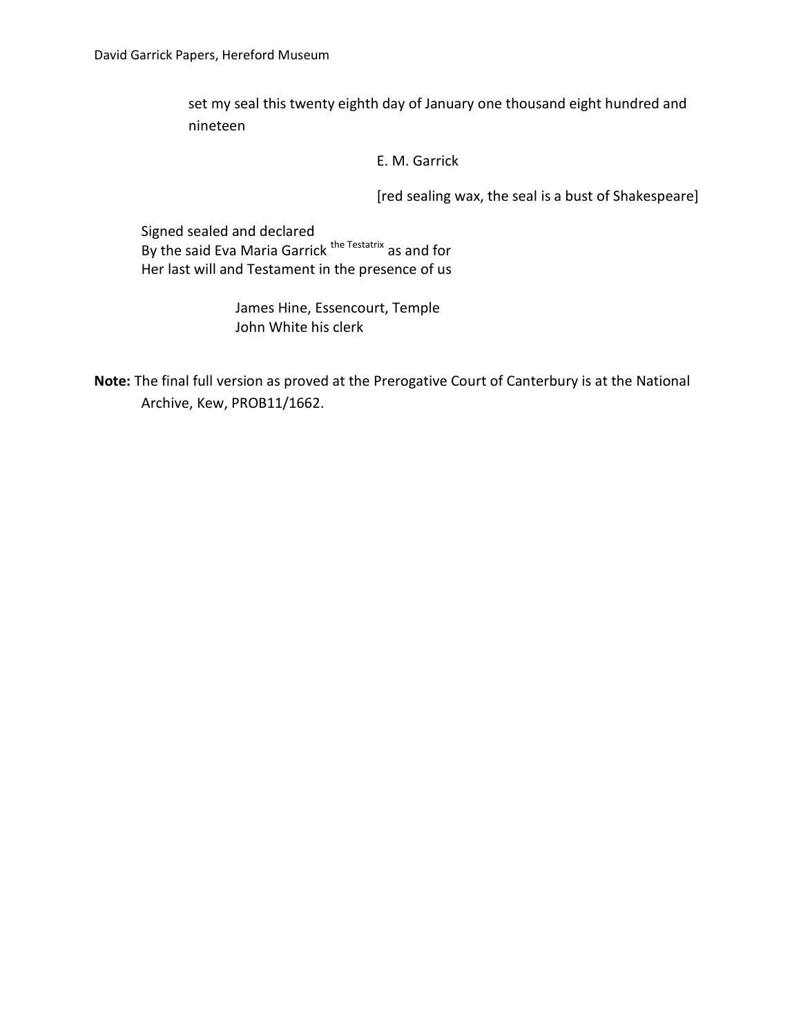set my seal this twenty eighth day of January one thousand eight hundred and nineteen

E. M. Garrick

[red sealing wax, the seal is a bust of Shakespeare]

Signed sealed and declared
By the said Eva Maria Garrick the Testatrix as and for
Her last will and Testament in the presence of us

James Hine, Essencourt, Temple
John White his clerk

**Note:** The final full version as proved at the Prerogative Court of Canterbury is at the National Archive, Kew, PROB11/1662.